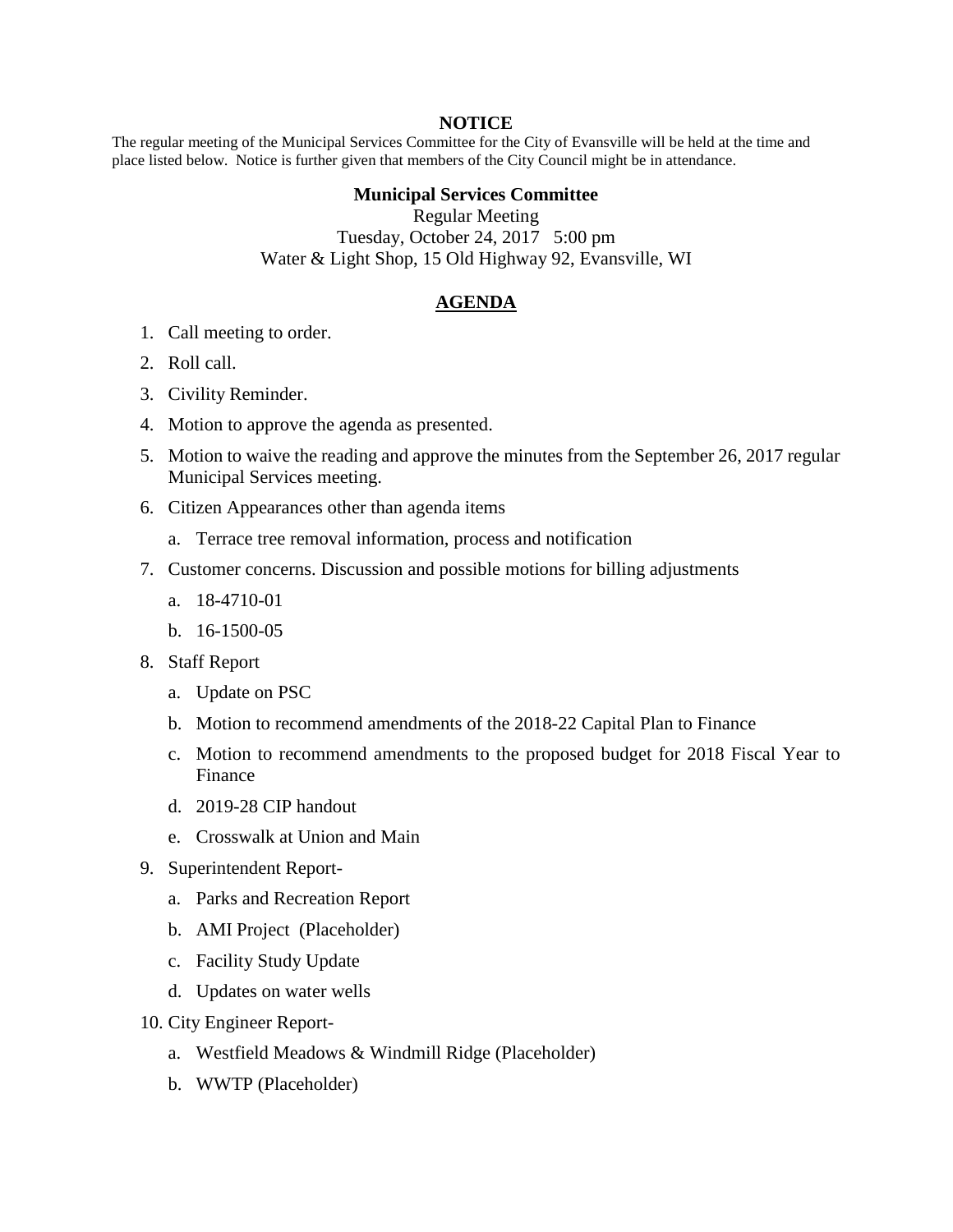**NOTICE**

The regular meeting of the Municipal Services Committee for the City of Evansville will be held at the time and place listed below. Notice is further given that members of the City Council might be in attendance.

**Municipal Services Committee**

Regular Meeting

Tuesday, October 24, 2017 5:00 pm

Water & Light Shop, 15 Old Highway 92, Evansville, WI

## AGENDA

1. Call meeting to order.
2. Roll call.
3. Civility Reminder.
4. Motion to approve the agenda as presented.
5. Motion to waive the reading and approve the minutes from the September 26, 2017 regular Municipal Services meeting.
6. Citizen Appearances other than agenda items
   a. Terrace tree removal information, process and notification
7. Customer concerns. Discussion and possible motions for billing adjustments
   a. 18-4710-01
   b. 16-1500-05
8. Staff Report
   a. Update on PSC
   b. Motion to recommend amendments of the 2018-22 Capital Plan to Finance
   c. Motion to recommend amendments to the proposed budget for 2018 Fiscal Year to Finance
   d. 2019-28 CIP handout
   e. Crosswalk at Union and Main
9. Superintendent Report-
   a. Parks and Recreation Report
   b. AMI Project (Placeholder)
   c. Facility Study Update
   d. Updates on water wells
10. City Engineer Report-
    a. Westfield Meadows & Windmill Ridge (Placeholder)
    b. WWTP (Placeholder)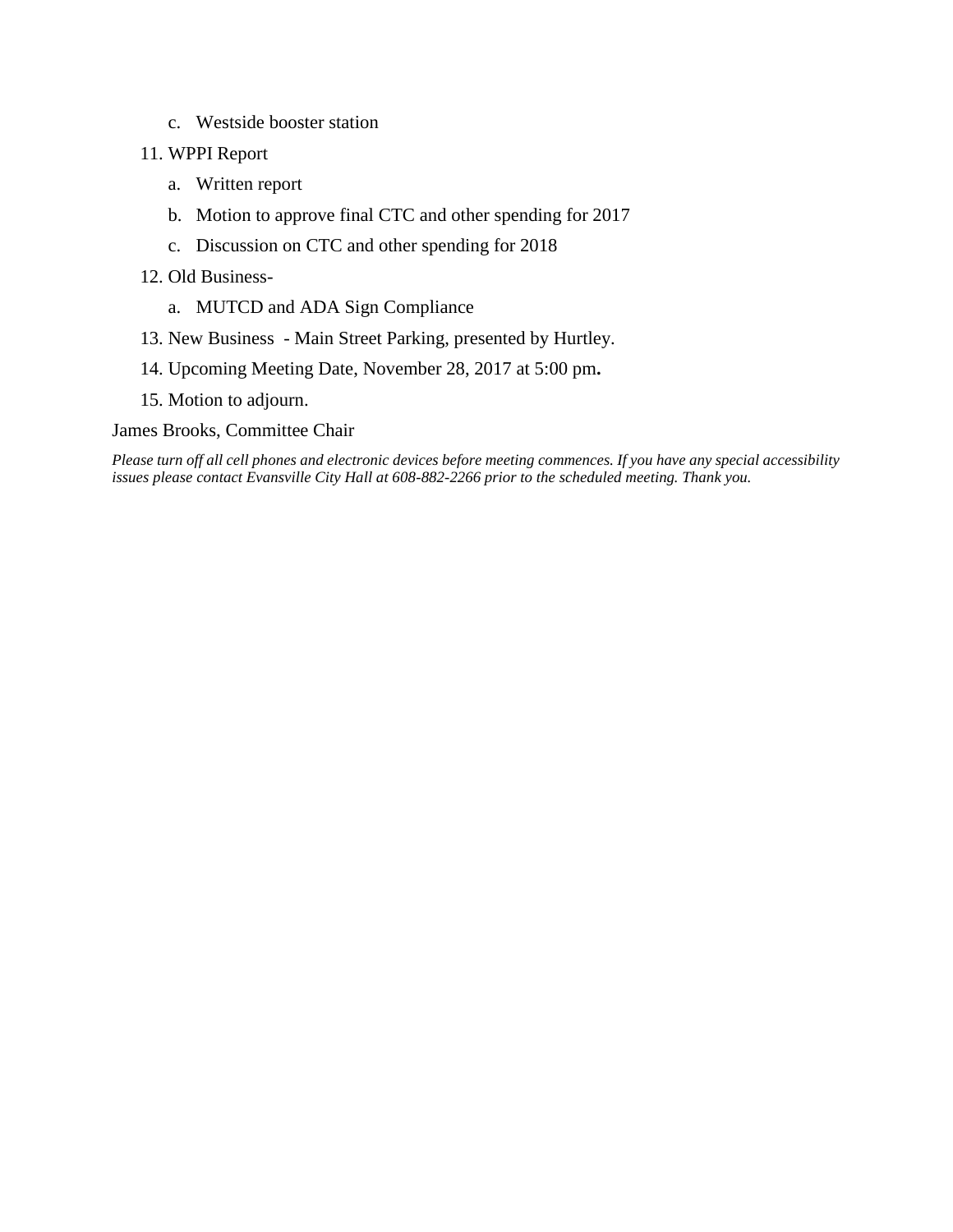c. Westside booster station

11. WPPI Report
    a. Written report
    b. Motion to approve final CTC and other spending for 2017
    c. Discussion on CTC and other spending for 2018
12. Old Business-
    a. MUTCD and ADA Sign Compliance
13. New Business - Main Street Parking, presented by Hurtley.
14. Upcoming Meeting Date, November 28, 2017 at 5:00 pm**.**
15. Motion to adjourn.

James Brooks, Committee Chair

*Please turn off all cell phones and electronic devices before meeting commences. If you have any special accessibility issues please contact Evansville City Hall at 608-882-2266 prior to the scheduled meeting. Thank you.*